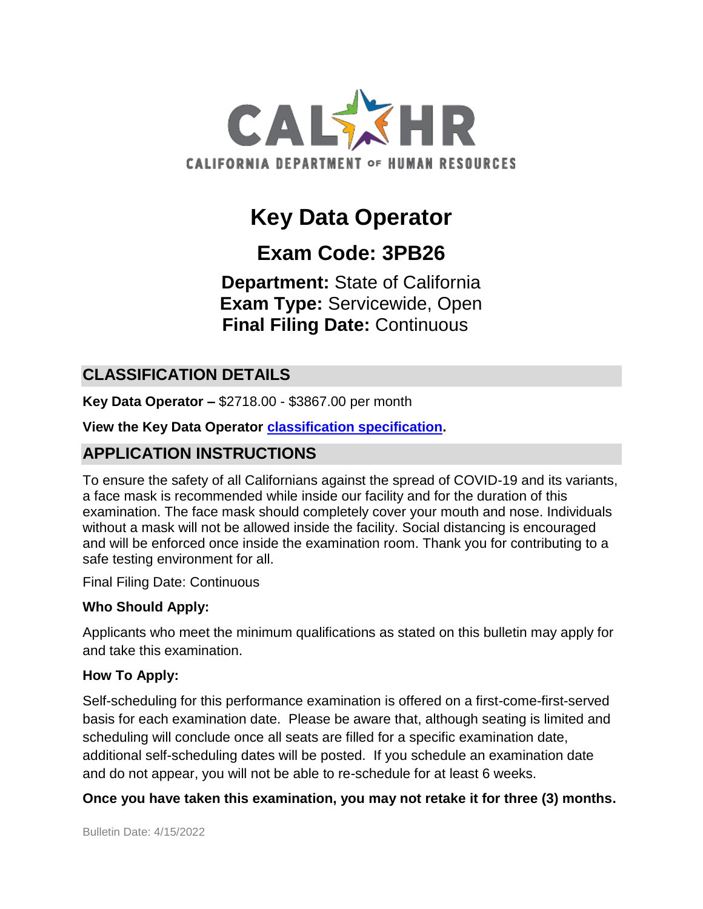CALHR

CALIFORNIA DEPARTMENT OF HUMAN RESOURCES

# Key Data Operator

## Exam Code: 3PB26

**Department:** State of California
**Exam Type:** Servicewide, Open
**Final Filing Date:** Continuous

## CLASSIFICATION DETAILS

**Key Data Operator –** $2718.00 - $3867.00 per month

**View the Key Data Operator classification specification.**

## APPLICATION INSTRUCTIONS

To ensure the safety of all Californians against the spread of COVID-19 and its variants, a face mask is recommended while inside our facility and for the duration of this examination. The face mask should completely cover your mouth and nose. Individuals without a mask will not be allowed inside the facility. Social distancing is encouraged and will be enforced once inside the examination room. Thank you for contributing to a safe testing environment for all.

Final Filing Date: Continuous

**Who Should Apply:**

Applicants who meet the minimum qualifications as stated on this bulletin may apply for and take this examination.

**How To Apply:**

Self-scheduling for this performance examination is offered on a first-come-first-served basis for each examination date. Please be aware that, although seating is limited and scheduling will conclude once all seats are filled for a specific examination date, additional self-scheduling dates will be posted. If you schedule an examination date and do not appear, you will not be able to re-schedule for at least 6 weeks.

**Once you have taken this examination, you may not retake it for three (3) months.**

Bulletin Date: 4/15/2022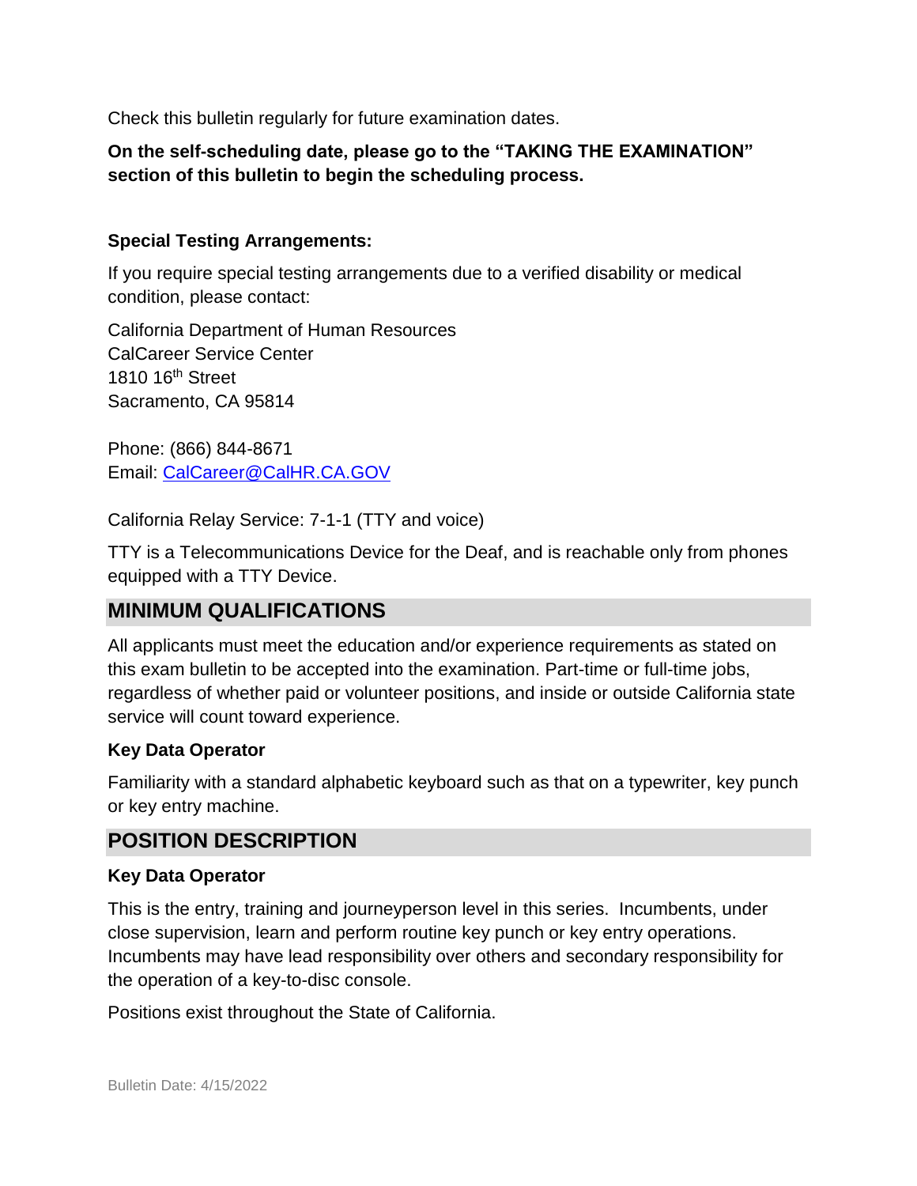Check this bulletin regularly for future examination dates.

**On the self-scheduling date, please go to the "TAKING THE EXAMINATION" section of this bulletin to begin the scheduling process.**

**Special Testing Arrangements:**

If you require special testing arrangements due to a verified disability or medical condition, please contact:

California Department of Human Resources
CalCareer Service Center
1810 16th Street
Sacramento, CA 95814

Phone: (866) 844-8671
Email: [CalCareer@CalHR.CA.GOV](mailto:CalCareer@CalHR.CA.GOV)

California Relay Service: 7-1-1 (TTY and voice)

TTY is a Telecommunications Device for the Deaf, and is reachable only from phones equipped with a TTY Device.

## MINIMUM QUALIFICATIONS

All applicants must meet the education and/or experience requirements as stated on this exam bulletin to be accepted into the examination. Part-time or full-time jobs, regardless of whether paid or volunteer positions, and inside or outside California state service will count toward experience.

**Key Data Operator**

Familiarity with a standard alphabetic keyboard such as that on a typewriter, key punch or key entry machine.

## POSITION DESCRIPTION

**Key Data Operator**

This is the entry, training and journeyperson level in this series. Incumbents, under close supervision, learn and perform routine key punch or key entry operations. Incumbents may have lead responsibility over others and secondary responsibility for the operation of a key-to-disc console.

Positions exist throughout the State of California.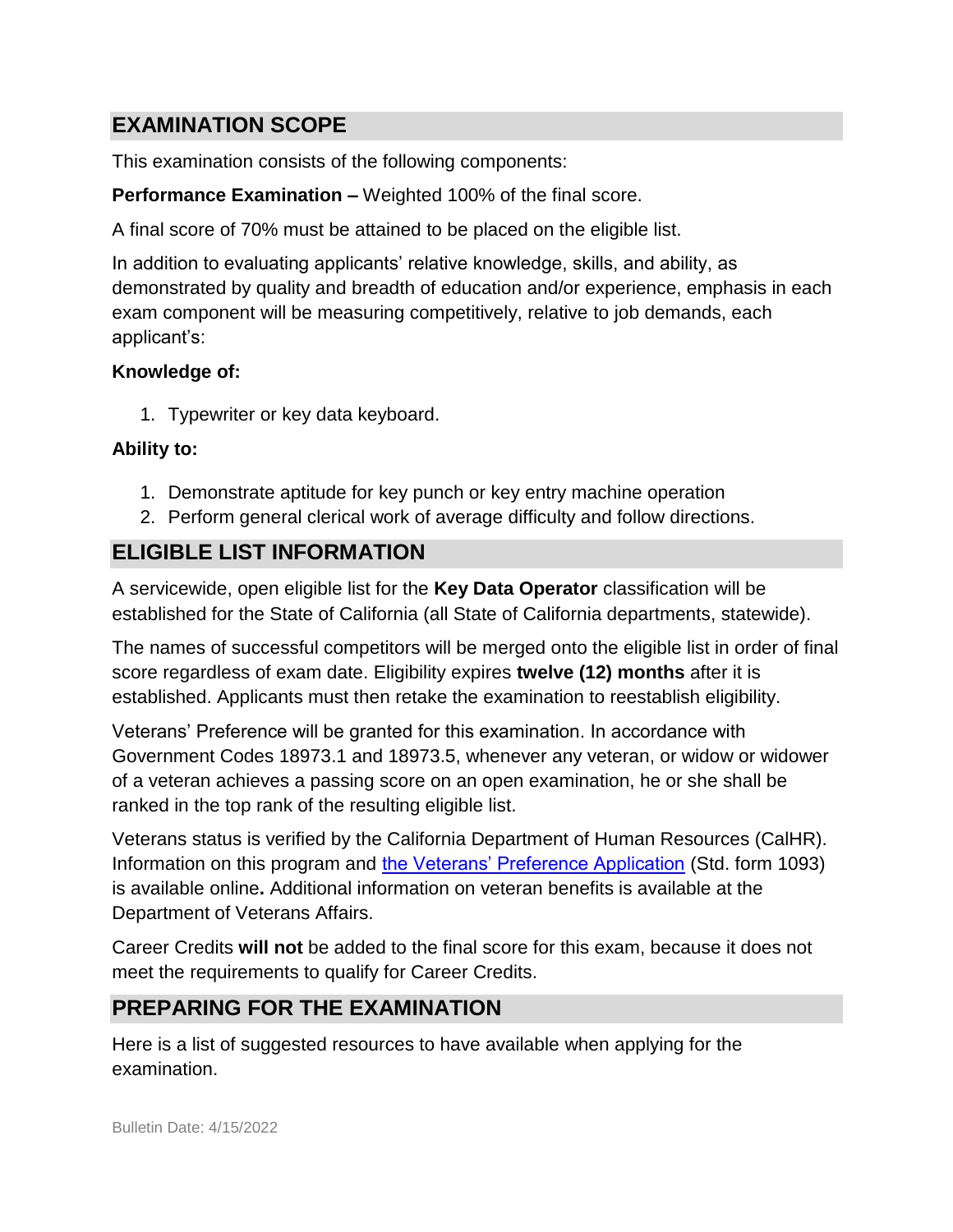## EXAMINATION SCOPE

This examination consists of the following components:

**Performance Examination –** Weighted 100% of the final score.

A final score of 70% must be attained to be placed on the eligible list.

In addition to evaluating applicants' relative knowledge, skills, and ability, as demonstrated by quality and breadth of education and/or experience, emphasis in each exam component will be measuring competitively, relative to job demands, each applicant's:

**Knowledge of:**

1. Typewriter or key data keyboard.

**Ability to:**

1. Demonstrate aptitude for key punch or key entry machine operation
2. Perform general clerical work of average difficulty and follow directions.

## ELIGIBLE LIST INFORMATION

A servicewide, open eligible list for the **Key Data Operator** classification will be established for the State of California (all State of California departments, statewide).

The names of successful competitors will be merged onto the eligible list in order of final score regardless of exam date. Eligibility expires **twelve (12) months** after it is established. Applicants must then retake the examination to reestablish eligibility.

Veterans' Preference will be granted for this examination. In accordance with Government Codes 18973.1 and 18973.5, whenever any veteran, or widow or widower of a veteran achieves a passing score on an open examination, he or she shall be ranked in the top rank of the resulting eligible list.

Veterans status is verified by the California Department of Human Resources (CalHR). Information on this program and the Veterans' Preference Application (Std. form 1093) is available online**.** Additional information on veteran benefits is available at the Department of Veterans Affairs.

Career Credits **will not** be added to the final score for this exam, because it does not meet the requirements to qualify for Career Credits.

## PREPARING FOR THE EXAMINATION

Here is a list of suggested resources to have available when applying for the examination.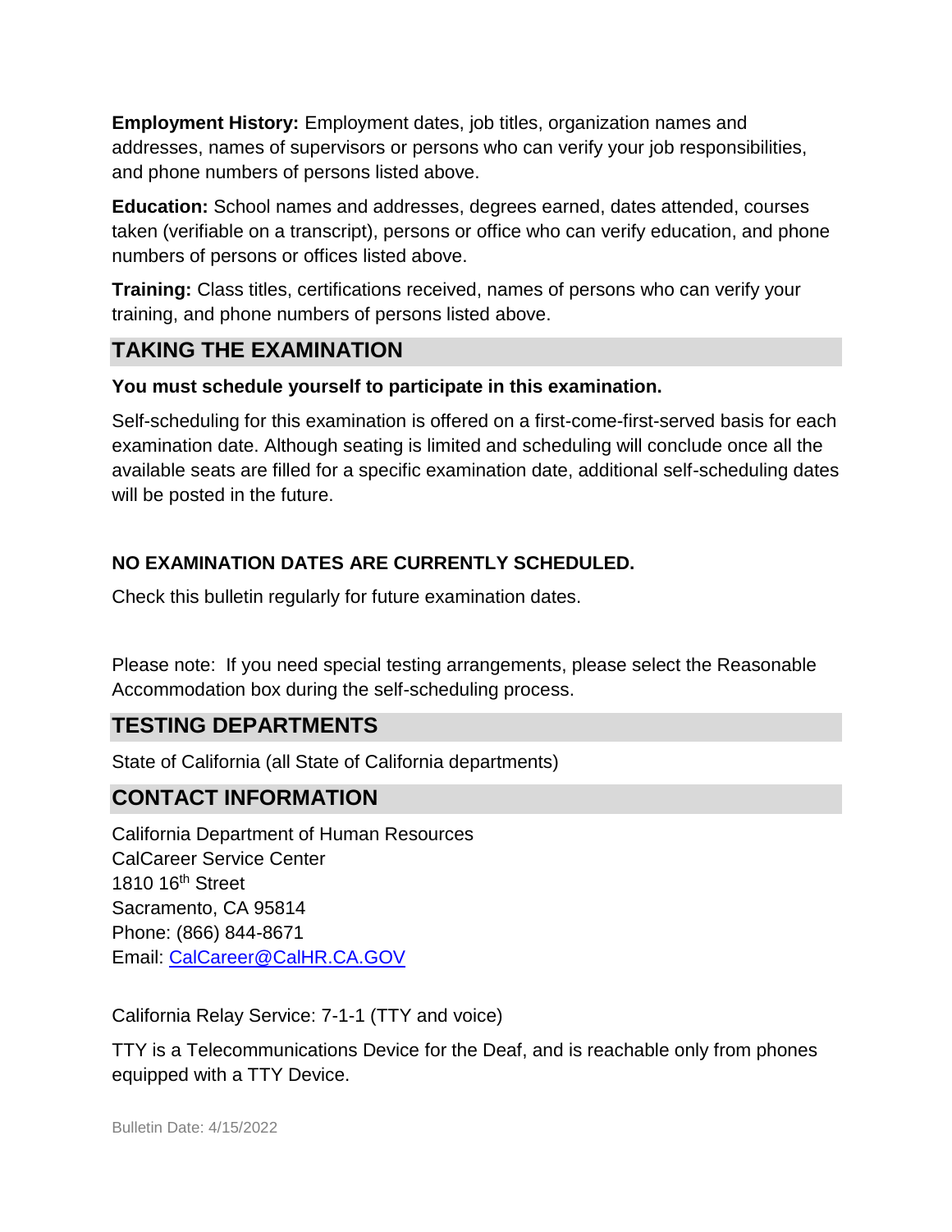**Employment History:** Employment dates, job titles, organization names and addresses, names of supervisors or persons who can verify your job responsibilities, and phone numbers of persons listed above.

**Education:** School names and addresses, degrees earned, dates attended, courses taken (verifiable on a transcript), persons or office who can verify education, and phone numbers of persons or offices listed above.

**Training:** Class titles, certifications received, names of persons who can verify your training, and phone numbers of persons listed above.

## TAKING THE EXAMINATION

**You must schedule yourself to participate in this examination.**

Self-scheduling for this examination is offered on a first-come-first-served basis for each examination date. Although seating is limited and scheduling will conclude once all the available seats are filled for a specific examination date, additional self-scheduling dates will be posted in the future.

**NO EXAMINATION DATES ARE CURRENTLY SCHEDULED.**

Check this bulletin regularly for future examination dates.

Please note: If you need special testing arrangements, please select the Reasonable Accommodation box during the self-scheduling process.

## TESTING DEPARTMENTS

State of California (all State of California departments)

## CONTACT INFORMATION

California Department of Human Resources
CalCareer Service Center
1810 16th Street
Sacramento, CA 95814
Phone: (866) 844-8671
Email: [CalCareer@CalHR.CA.GOV](mailto:CalCareer@CalHR.CA.GOV)

California Relay Service: 7-1-1 (TTY and voice)

TTY is a Telecommunications Device for the Deaf, and is reachable only from phones equipped with a TTY Device.

Bulletin Date: 4/15/2022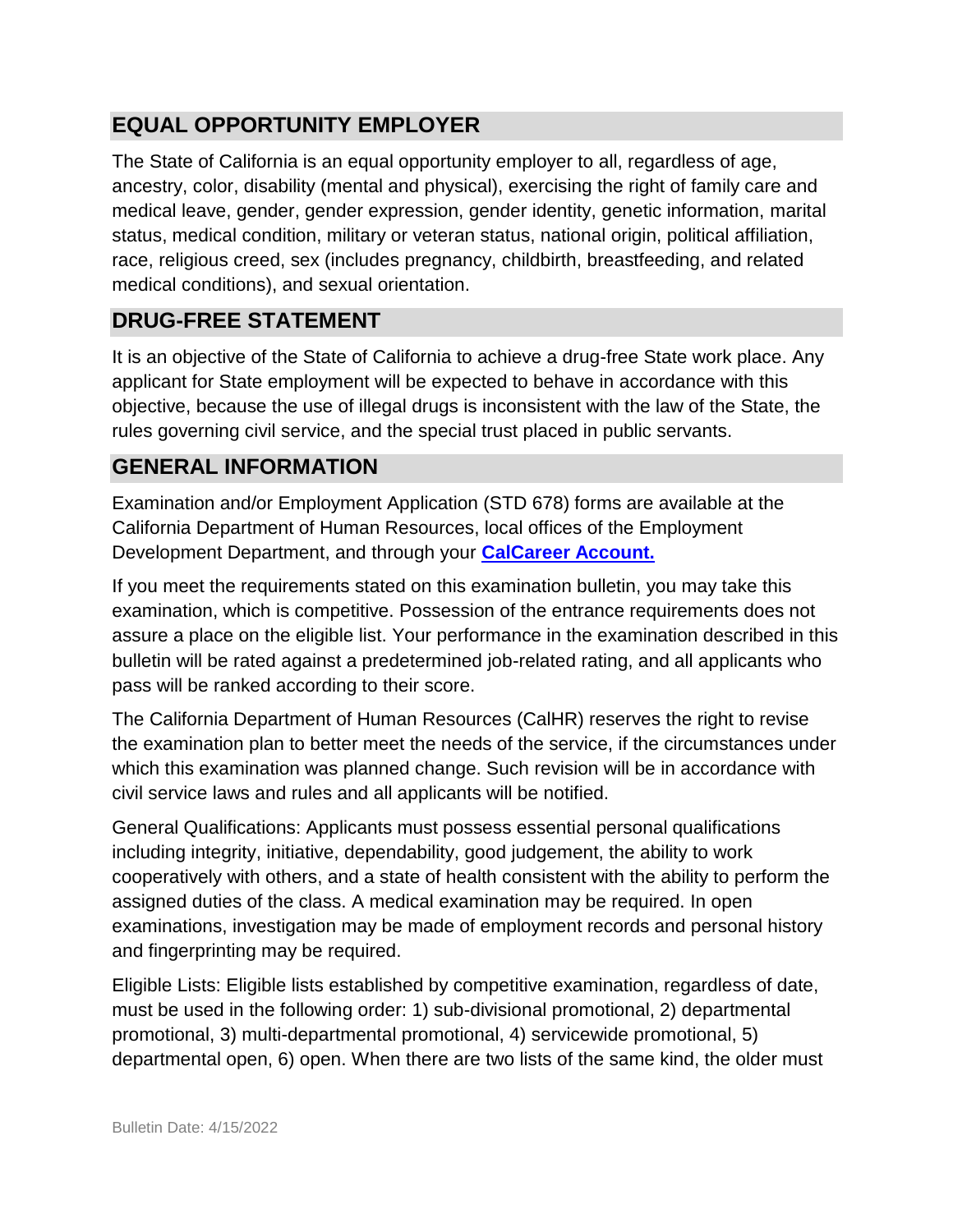## EQUAL OPPORTUNITY EMPLOYER

The State of California is an equal opportunity employer to all, regardless of age, ancestry, color, disability (mental and physical), exercising the right of family care and medical leave, gender, gender expression, gender identity, genetic information, marital status, medical condition, military or veteran status, national origin, political affiliation, race, religious creed, sex (includes pregnancy, childbirth, breastfeeding, and related medical conditions), and sexual orientation.

## DRUG-FREE STATEMENT

It is an objective of the State of California to achieve a drug-free State work place. Any applicant for State employment will be expected to behave in accordance with this objective, because the use of illegal drugs is inconsistent with the law of the State, the rules governing civil service, and the special trust placed in public servants.

## GENERAL INFORMATION

Examination and/or Employment Application (STD 678) forms are available at the California Department of Human Resources, local offices of the Employment Development Department, and through your **CalCareer Account.**

If you meet the requirements stated on this examination bulletin, you may take this examination, which is competitive. Possession of the entrance requirements does not assure a place on the eligible list. Your performance in the examination described in this bulletin will be rated against a predetermined job-related rating, and all applicants who pass will be ranked according to their score.

The California Department of Human Resources (CalHR) reserves the right to revise the examination plan to better meet the needs of the service, if the circumstances under which this examination was planned change. Such revision will be in accordance with civil service laws and rules and all applicants will be notified.

General Qualifications: Applicants must possess essential personal qualifications including integrity, initiative, dependability, good judgement, the ability to work cooperatively with others, and a state of health consistent with the ability to perform the assigned duties of the class. A medical examination may be required. In open examinations, investigation may be made of employment records and personal history and fingerprinting may be required.

Eligible Lists: Eligible lists established by competitive examination, regardless of date, must be used in the following order: 1) sub-divisional promotional, 2) departmental promotional, 3) multi-departmental promotional, 4) servicewide promotional, 5) departmental open, 6) open. When there are two lists of the same kind, the older must

Bulletin Date: 4/15/2022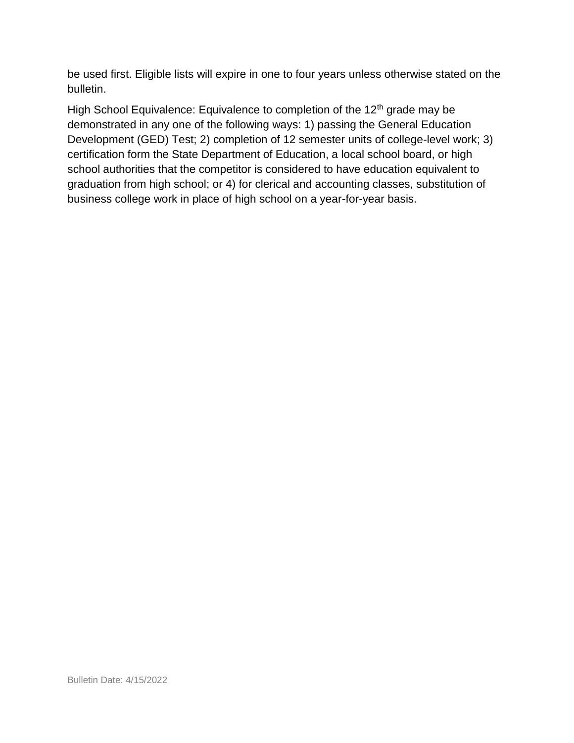be used first. Eligible lists will expire in one to four years unless otherwise stated on the bulletin.

High School Equivalence: Equivalence to completion of the 12th grade may be demonstrated in any one of the following ways: 1) passing the General Education Development (GED) Test; 2) completion of 12 semester units of college-level work; 3) certification form the State Department of Education, a local school board, or high school authorities that the competitor is considered to have education equivalent to graduation from high school; or 4) for clerical and accounting classes, substitution of business college work in place of high school on a year-for-year basis.